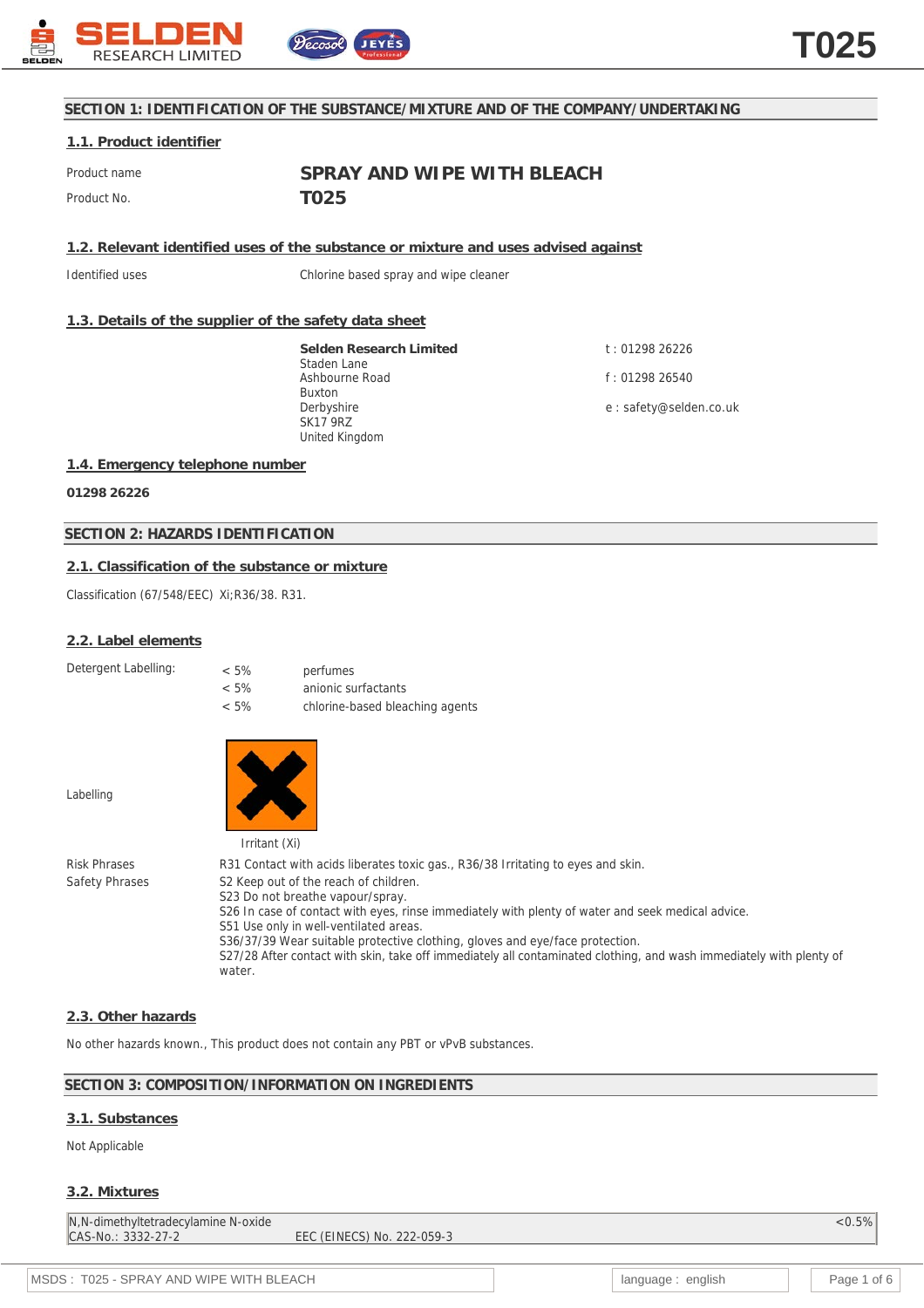# SECTION 1: IDENTIFICATION OF THE SUBSTANCE/MIXTURE AND OF THE COMPANY/UNDERTAKING

## 1.1. Product identifier

| | |
|---|---|
| Product name | **SPRAY AND WIPE WITH BLEACH** |
| Product No. | **T025** |

## 1.2. Relevant identified uses of the substance or mixture and uses advised against

| | |
|---|---|
| Identified uses | Chlorine based spray and wipe cleaner |

## 1.3. Details of the supplier of the safety data sheet

**Selden Research Limited**
Staden Lane
Ashbourne Road
Buxton
Derbyshire
SK17 9RZ
United Kingdom

t : 01298 26226

f : 01298 26540

e : safety@selden.co.uk

## 1.4. Emergency telephone number

**01298 26226**

# SECTION 2: HAZARDS IDENTIFICATION

## 2.1. Classification of the substance or mixture

Classification (67/548/EEC) Xi;R36/38. R31.

## 2.2. Label elements

Detergent Labelling:

| | |
|---|---|
| < 5% | perfumes |
| < 5% | anionic surfactants |
| < 5% | chlorine-based bleaching agents |

Labelling

Irritant (Xi)

Risk Phrases
R31 Contact with acids liberates toxic gas., R36/38 Irritating to eyes and skin.

Safety Phrases
S2 Keep out of the reach of children.
S23 Do not breathe vapour/spray.
S26 In case of contact with eyes, rinse immediately with plenty of water and seek medical advice.
S51 Use only in well-ventilated areas.
S36/37/39 Wear suitable protective clothing, gloves and eye/face protection.
S27/28 After contact with skin, take off immediately all contaminated clothing, and wash immediately with plenty of water.

## 2.3. Other hazards

No other hazards known., This product does not contain any PBT or vPvB substances.

# SECTION 3: COMPOSITION/INFORMATION ON INGREDIENTS

## 3.1. Substances

Not Applicable

## 3.2. Mixtures

| N,N-dimethyltetradecylamine N-oxide | | <0.5% |
|---|---|---|
| CAS-No.: 3332-27-2 | EEC (EINECS) No. 222-059-3 | |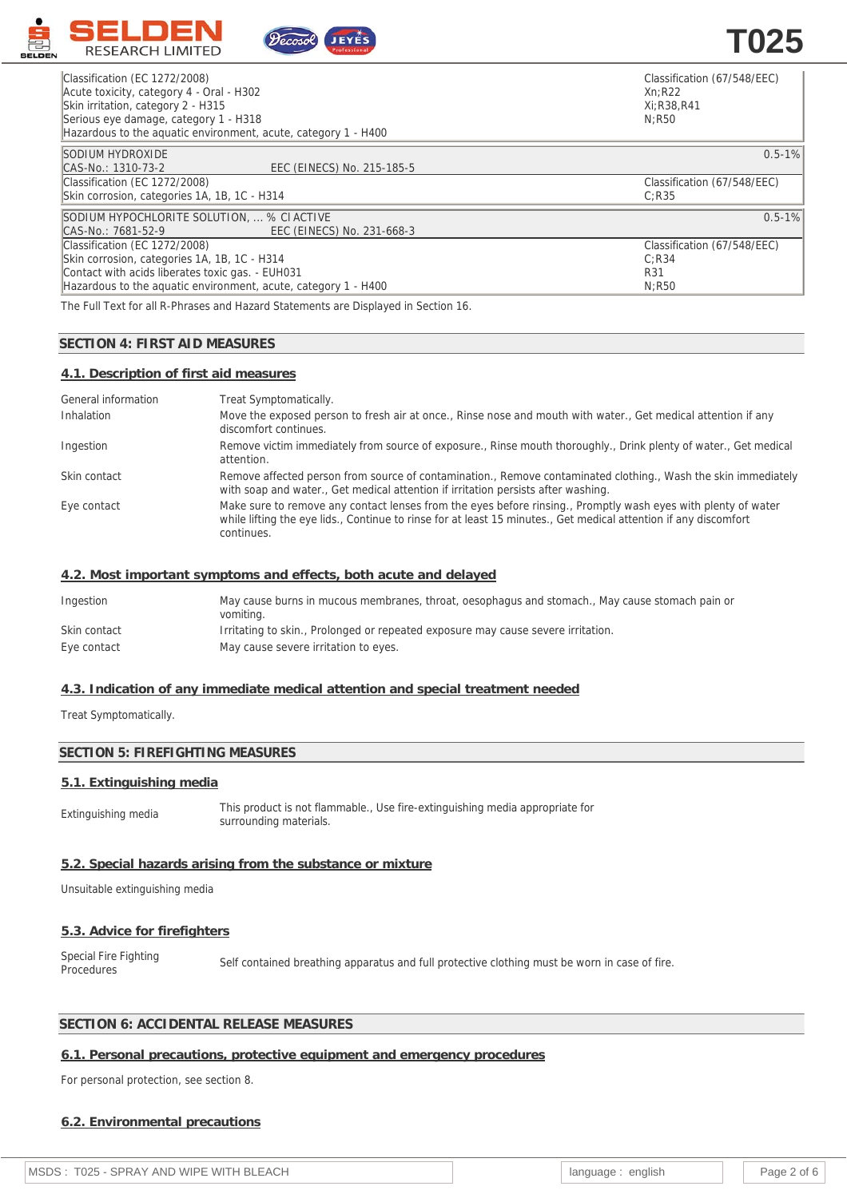| Classification (EC 1272/2008)<br>Acute toxicity, category 4 - Oral - H302<br>Skin irritation, category 2 - H315<br>Serious eye damage, category 1 - H318<br>Hazardous to the aquatic environment, acute, category 1 - H400 | | Classification (67/548/EEC)<br>Xn;R22<br>Xi;R38,R41<br>N;R50 |
|---|---|---|
| SODIUM HYDROXIDE<br>CAS-No.: 1310-73-2 | EEC (EINECS) No. 215-185-5 | 0.5-1% |
| Classification (EC 1272/2008)<br>Skin corrosion, categories 1A, 1B, 1C - H314 | | Classification (67/548/EEC)<br>C;R35 |
| SODIUM HYPOCHLORITE SOLUTION, ... % Cl ACTIVE<br>CAS-No.: 7681-52-9 | EEC (EINECS) No. 231-668-3 | 0.5-1% |
| Classification (EC 1272/2008)<br>Skin corrosion, categories 1A, 1B, 1C - H314<br>Contact with acids liberates toxic gas. - EUH031<br>Hazardous to the aquatic environment, acute, category 1 - H400 | | Classification (67/548/EEC)<br>C;R34<br>R31<br>N;R50 |

The Full Text for all R-Phrases and Hazard Statements are Displayed in Section 16.

## SECTION 4: FIRST AID MEASURES

### 4.1. Description of first aid measures

| | |
|---|---|
| General information | Treat Symptomatically. |
| Inhalation | Move the exposed person to fresh air at once., Rinse nose and mouth with water., Get medical attention if any discomfort continues. |
| Ingestion | Remove victim immediately from source of exposure., Rinse mouth thoroughly., Drink plenty of water., Get medical attention. |
| Skin contact | Remove affected person from source of contamination., Remove contaminated clothing., Wash the skin immediately with soap and water., Get medical attention if irritation persists after washing. |
| Eye contact | Make sure to remove any contact lenses from the eyes before rinsing., Promptly wash eyes with plenty of water while lifting the eye lids., Continue to rinse for at least 15 minutes., Get medical attention if any discomfort continues. |

### 4.2. Most important symptoms and effects, both acute and delayed

| | |
|---|---|
| Ingestion | May cause burns in mucous membranes, throat, oesophagus and stomach., May cause stomach pain or vomiting. |
| Skin contact | Irritating to skin., Prolonged or repeated exposure may cause severe irritation. |
| Eye contact | May cause severe irritation to eyes. |

### 4.3. Indication of any immediate medical attention and special treatment needed

Treat Symptomatically.

## SECTION 5: FIREFIGHTING MEASURES

### 5.1. Extinguishing media

| | |
|---|---|
| Extinguishing media | This product is not flammable., Use fire-extinguishing media appropriate for surrounding materials. |

### 5.2. Special hazards arising from the substance or mixture

Unsuitable extinguishing media

### 5.3. Advice for firefighters

| | |
|---|---|
| Special Fire Fighting Procedures | Self contained breathing apparatus and full protective clothing must be worn in case of fire. |

## SECTION 6: ACCIDENTAL RELEASE MEASURES

### 6.1. Personal precautions, protective equipment and emergency procedures

For personal protection, see section 8.

### 6.2. Environmental precautions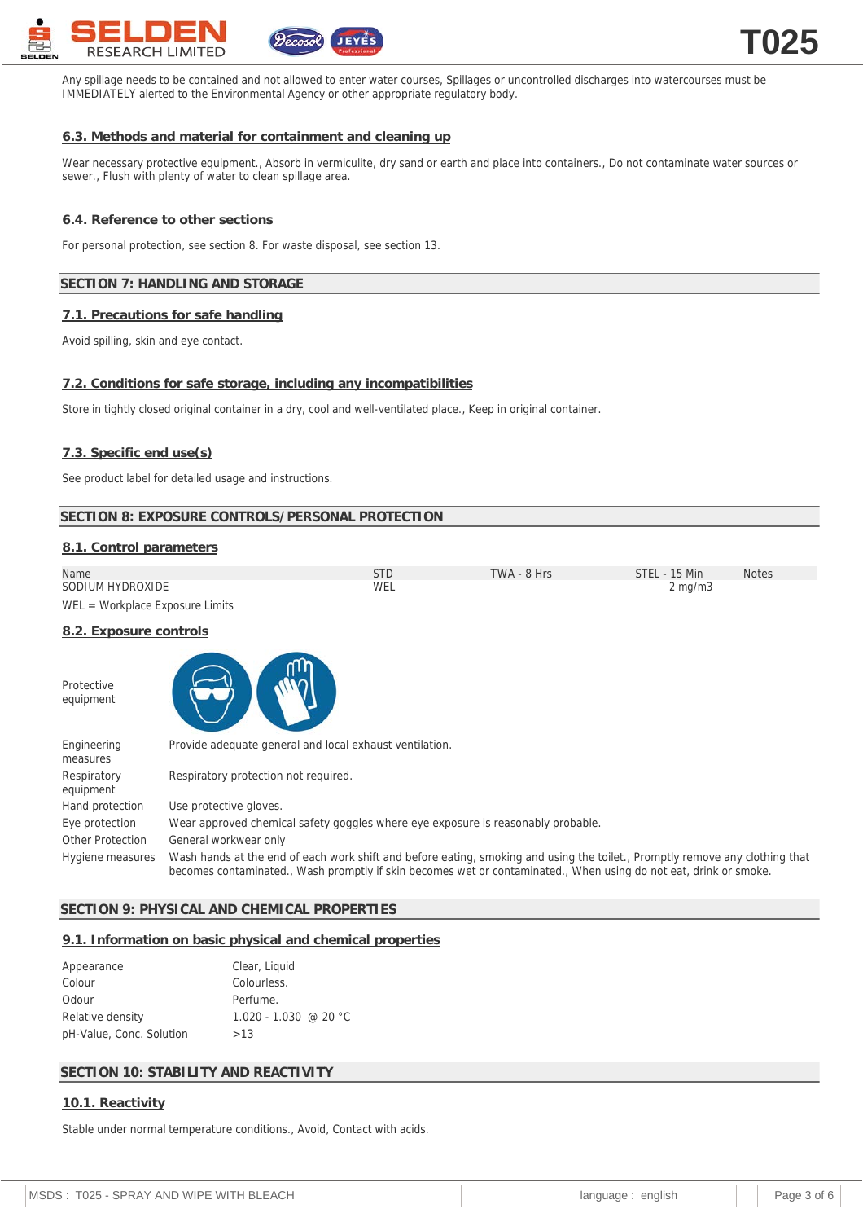Any spillage needs to be contained and not allowed to enter water courses, Spillages or uncontrolled discharges into watercourses must be IMMEDIATELY alerted to the Environmental Agency or other appropriate regulatory body.

### 6.3. Methods and material for containment and cleaning up

Wear necessary protective equipment., Absorb in vermiculite, dry sand or earth and place into containers., Do not contaminate water sources or sewer., Flush with plenty of water to clean spillage area.

### 6.4. Reference to other sections

For personal protection, see section 8. For waste disposal, see section 13.

## SECTION 7: HANDLING AND STORAGE

### 7.1. Precautions for safe handling

Avoid spilling, skin and eye contact.

### 7.2. Conditions for safe storage, including any incompatibilities

Store in tightly closed original container in a dry, cool and well-ventilated place., Keep in original container.

### 7.3. Specific end use(s)

See product label for detailed usage and instructions.

## SECTION 8: EXPOSURE CONTROLS/PERSONAL PROTECTION

### 8.1. Control parameters

| Name | STD | TWA - 8 Hrs | STEL - 15 Min | Notes |
|---|---|---|---|---|
| SODIUM HYDROXIDE | WEL | | 2 mg/m3 | |

WEL = Workplace Exposure Limits

### 8.2. Exposure controls

| | |
|---|---|
| Protective equipment | |
| Engineering measures | Provide adequate general and local exhaust ventilation. |
| Respiratory equipment | Respiratory protection not required. |
| Hand protection | Use protective gloves. |
| Eye protection | Wear approved chemical safety goggles where eye exposure is reasonably probable. |
| Other Protection | General workwear only |
| Hygiene measures | Wash hands at the end of each work shift and before eating, smoking and using the toilet., Promptly remove any clothing that becomes contaminated., Wash promptly if skin becomes wet or contaminated., When using do not eat, drink or smoke. |

## SECTION 9: PHYSICAL AND CHEMICAL PROPERTIES

### 9.1. Information on basic physical and chemical properties

| | |
|---|---|
| Appearance | Clear, Liquid |
| Colour | Colourless. |
| Odour | Perfume. |
| Relative density | 1.020 - 1.030 @ 20 °C |
| pH-Value, Conc. Solution | >13 |

## SECTION 10: STABILITY AND REACTIVITY

### 10.1. Reactivity

Stable under normal temperature conditions., Avoid, Contact with acids.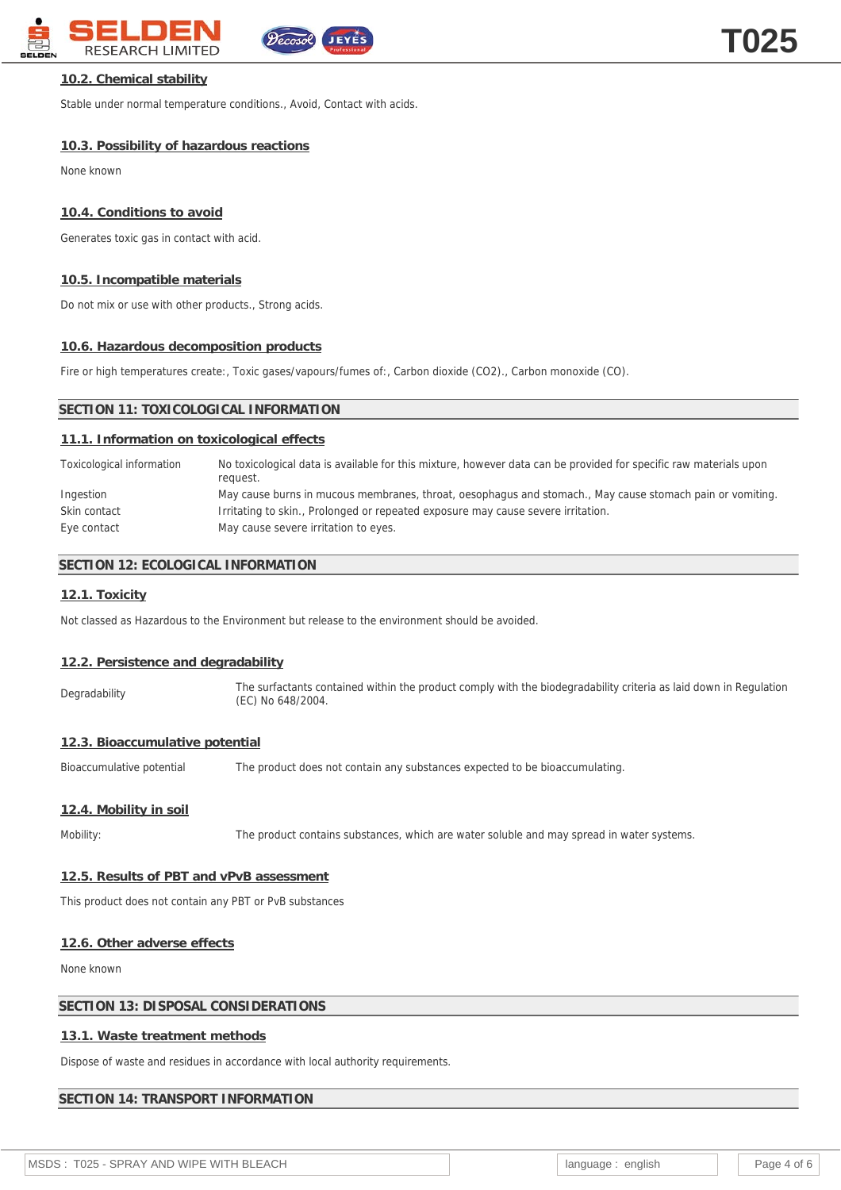### 10.2. Chemical stability

Stable under normal temperature conditions., Avoid, Contact with acids.

### 10.3. Possibility of hazardous reactions

None known

### 10.4. Conditions to avoid

Generates toxic gas in contact with acid.

### 10.5. Incompatible materials

Do not mix or use with other products., Strong acids.

### 10.6. Hazardous decomposition products

Fire or high temperatures create:, Toxic gases/vapours/fumes of:, Carbon dioxide ($CO_2$)., Carbon monoxide (CO).

## SECTION 11: TOXICOLOGICAL INFORMATION

### 11.1. Information on toxicological effects

| | |
|---|---|
| Toxicological information | No toxicological data is available for this mixture, however data can be provided for specific raw materials upon request. |
| Ingestion | May cause burns in mucous membranes, throat, oesophagus and stomach., May cause stomach pain or vomiting. |
| Skin contact | Irritating to skin., Prolonged or repeated exposure may cause severe irritation. |
| Eye contact | May cause severe irritation to eyes. |

## SECTION 12: ECOLOGICAL INFORMATION

### 12.1. Toxicity

Not classed as Hazardous to the Environment but release to the environment should be avoided.

### 12.2. Persistence and degradability

| | |
|---|---|
| Degradability | The surfactants contained within the product comply with the biodegradability criteria as laid down in Regulation (EC) No 648/2004. |

### 12.3. Bioaccumulative potential

| | |
|---|---|
| Bioaccumulative potential | The product does not contain any substances expected to be bioaccumulating. |

### 12.4. Mobility in soil

| | |
|---|---|
| Mobility: | The product contains substances, which are water soluble and may spread in water systems. |

### 12.5. Results of PBT and vPvB assessment

This product does not contain any PBT or PvB substances

### 12.6. Other adverse effects

None known

## SECTION 13: DISPOSAL CONSIDERATIONS

### 13.1. Waste treatment methods

Dispose of waste and residues in accordance with local authority requirements.

## SECTION 14: TRANSPORT INFORMATION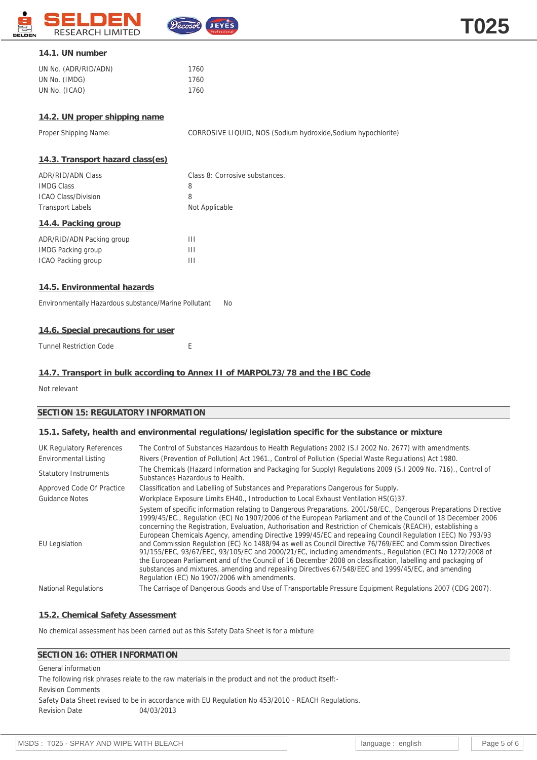### 14.1. UN number

| | |
|---|---|
| UN No. (ADR/RID/ADN) | 1760 |
| UN No. (IMDG) | 1760 |
| UN No. (ICAO) | 1760 |

### 14.2. UN proper shipping name

| | |
|---|---|
| Proper Shipping Name: | CORROSIVE LIQUID, NOS (Sodium hydroxide,Sodium hypochlorite) |

### 14.3. Transport hazard class(es)

| | |
|---|---|
| ADR/RID/ADN Class | Class 8: Corrosive substances. |
| IMDG Class | 8 |
| ICAO Class/Division | 8 |
| Transport Labels | Not Applicable |

### 14.4. Packing group

| | |
|---|---|
| ADR/RID/ADN Packing group | III |
| IMDG Packing group | III |
| ICAO Packing group | III |

### 14.5. Environmental hazards

Environmentally Hazardous substance/Marine Pollutant No

### 14.6. Special precautions for user

Tunnel Restriction Code E

### 14.7. Transport in bulk according to Annex II of MARPOL73/78 and the IBC Code

Not relevant

## SECTION 15: REGULATORY INFORMATION

### 15.1. Safety, health and environmental regulations/legislation specific for the substance or mixture

| | |
|---|---|
| UK Regulatory References | The Control of Substances Hazardous to Health Regulations 2002 (S.I 2002 No. 2677) with amendments. |
| Environmental Listing | Rivers (Prevention of Pollution) Act 1961., Control of Pollution (Special Waste Regulations) Act 1980. |
| Statutory Instruments | The Chemicals (Hazard Information and Packaging for Supply) Regulations 2009 (S.I 2009 No. 716)., Control of Substances Hazardous to Health. |
| Approved Code Of Practice | Classification and Labelling of Substances and Preparations Dangerous for Supply. |
| Guidance Notes | Workplace Exposure Limits EH40., Introduction to Local Exhaust Ventilation HS(G)37. |
| EU Legislation | System of specific information relating to Dangerous Preparations. 2001/58/EC., Dangerous Preparations Directive 1999/45/EC., Regulation (EC) No 1907/2006 of the European Parliament and of the Council of 18 December 2006 concerning the Registration, Evaluation, Authorisation and Restriction of Chemicals (REACH), establishing a European Chemicals Agency, amending Directive 1999/45/EC and repealing Council Regulation (EEC) No 793/93 and Commission Regulation (EC) No 1488/94 as well as Council Directive 76/769/EEC and Commission Directives 91/155/EEC, 93/67/EEC, 93/105/EC and 2000/21/EC, including amendments., Regulation (EC) No 1272/2008 of the European Parliament and of the Council of 16 December 2008 on classification, labelling and packaging of substances and mixtures, amending and repealing Directives 67/548/EEC and 1999/45/EC, and amending Regulation (EC) No 1907/2006 with amendments. |
| National Regulations | The Carriage of Dangerous Goods and Use of Transportable Pressure Equipment Regulations 2007 (CDG 2007). |

### 15.2. Chemical Safety Assessment

No chemical assessment has been carried out as this Safety Data Sheet is for a mixture

## SECTION 16: OTHER INFORMATION

General information

The following risk phrases relate to the raw materials in the product and not the product itself:-

Revision Comments

Safety Data Sheet revised to be in accordance with EU Regulation No 453/2010 - REACH Regulations.

Revision Date 04/03/2013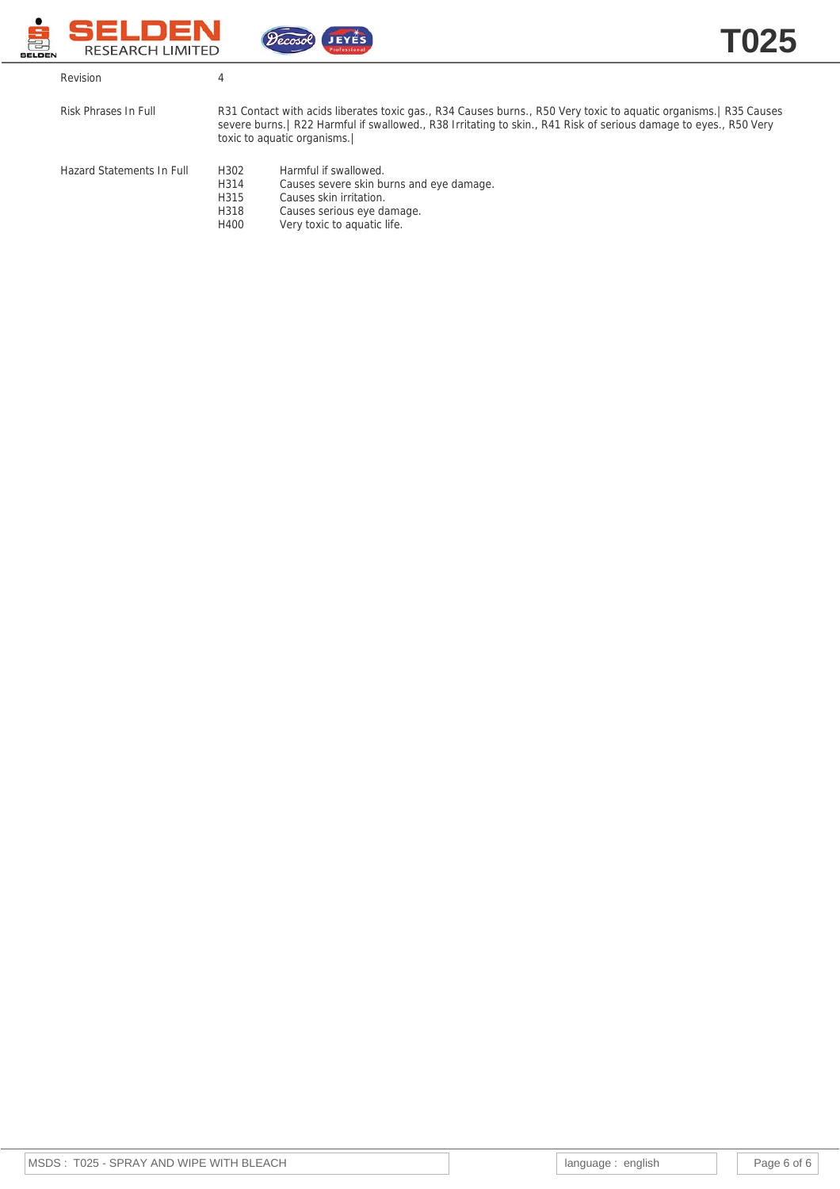| | | |
|---|---|---|
| Revision | 4 | |
| Risk Phrases In Full | R31 Contact with acids liberates toxic gas., R34 Causes burns., R50 Very toxic to aquatic organisms.\| R35 Causes severe burns.\| R22 Harmful if swallowed., R38 Irritating to skin., R41 Risk of serious damage to eyes., R50 Very toxic to aquatic organisms.\| | |
| Hazard Statements In Full | H302 | Harmful if swallowed. |
| | H314 | Causes severe skin burns and eye damage. |
| | H315 | Causes skin irritation. |
| | H318 | Causes serious eye damage. |
| | H400 | Very toxic to aquatic life. |